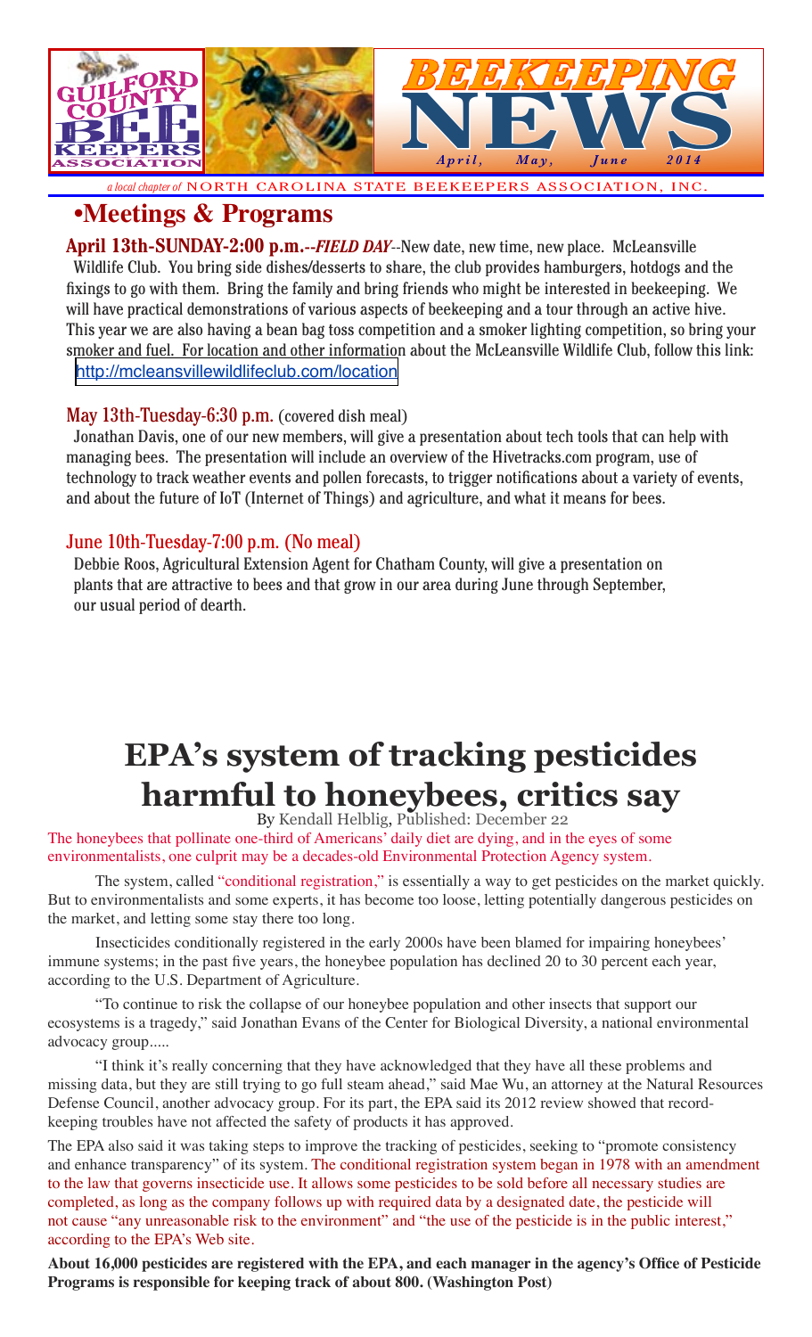# GUILFORD COUNTY BEE KEEPERS ASSOCIATION

# BEEKEEPING NEWS

*April, May, June 2014*

*a local chapter of* NORTH CAROLINA STATE BEEKEEPERS ASSOCIATION, INC.

## •Meetings & Programs

**April 13th-SUNDAY-2:00 p.m.--*FIELD DAY*--**New date, new time, new place. McLeansville Wildlife Club. You bring side dishes/desserts to share, the club provides hamburgers, hotdogs and the fixings to go with them. Bring the family and bring friends who might be interested in beekeeping. We will have practical demonstrations of various aspects of beekeeping and a tour through an active hive. This year we are also having a bean bag toss competition and a smoker lighting competition, so bring your smoker and fuel. For location and other information about the McLeansville Wildlife Club, follow this link: http://mcleansvillewildlifeclub.com/location

**May 13th-Tuesday-6:30 p.m.** (covered dish meal)

Jonathan Davis, one of our new members, will give a presentation about tech tools that can help with managing bees. The presentation will include an overview of the Hivetracks.com program, use of technology to track weather events and pollen forecasts, to trigger notifications about a variety of events, and about the future of IoT (Internet of Things) and agriculture, and what it means for bees.

**June 10th-Tuesday-7:00 p.m. (No meal)**

Debbie Roos, Agricultural Extension Agent for Chatham County, will give a presentation on plants that are attractive to bees and that grow in our area during June through September, our usual period of dearth.

# EPA's system of tracking pesticides harmful to honeybees, critics say

By Kendall Helblig, Published: December 22

The honeybees that pollinate one-third of Americans' daily diet are dying, and in the eyes of some environmentalists, one culprit may be a decades-old Environmental Protection Agency system.

The system, called "conditional registration," is essentially a way to get pesticides on the market quickly. But to environmentalists and some experts, it has become too loose, letting potentially dangerous pesticides on the market, and letting some stay there too long.

Insecticides conditionally registered in the early 2000s have been blamed for impairing honeybees' immune systems; in the past five years, the honeybee population has declined 20 to 30 percent each year, according to the U.S. Department of Agriculture.

"To continue to risk the collapse of our honeybee population and other insects that support our ecosystems is a tragedy," said Jonathan Evans of the Center for Biological Diversity, a national environmental advocacy group.....

"I think it's really concerning that they have acknowledged that they have all these problems and missing data, but they are still trying to go full steam ahead," said Mae Wu, an attorney at the Natural Resources Defense Council, another advocacy group. For its part, the EPA said its 2012 review showed that record-keeping troubles have not affected the safety of products it has approved.

The EPA also said it was taking steps to improve the tracking of pesticides, seeking to "promote consistency and enhance transparency" of its system. The conditional registration system began in 1978 with an amendment to the law that governs insecticide use. It allows some pesticides to be sold before all necessary studies are completed, as long as the company follows up with required data by a designated date, the pesticide will not cause "any unreasonable risk to the environment" and "the use of the pesticide is in the public interest," according to the EPA's Web site.

**About 16,000 pesticides are registered with the EPA, and each manager in the agency's Office of Pesticide Programs is responsible for keeping track of about 800. (Washington Post)**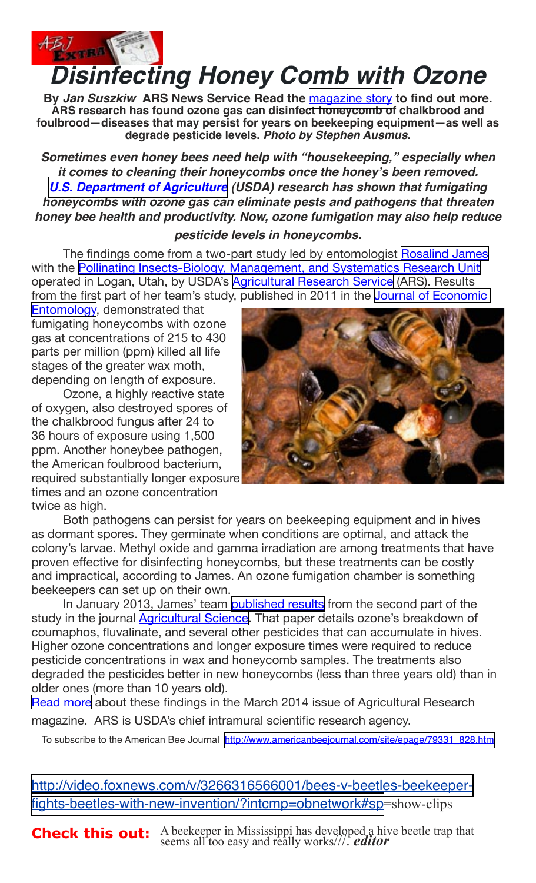ABJ EXTRA

# *Disinfecting Honey Comb with Ozone*

**By *Jan Suszkiw* ARS News Service Read the magazine story to find out more. ARS research has found ozone gas can disinfect honeycomb of chalkbrood and foulbrood—diseases that may persist for years on beekeeping equipment—as well as degrade pesticide levels. *Photo by Stephen Ausmus*.**

***Sometimes even honey bees need help with "housekeeping," especially when it comes to cleaning their honeycombs once the honey's been removed. U.S. Department of Agriculture (USDA) research has shown that fumigating honeycombs with ozone gas can eliminate pests and pathogens that threaten honey bee health and productivity. Now, ozone fumigation may also help reduce pesticide levels in honeycombs.***

The findings come from a two-part study led by entomologist Rosalind James with the Pollinating Insects-Biology, Management, and Systematics Research Unit operated in Logan, Utah, by USDA's Agricultural Research Service (ARS). Results from the first part of her team's study, published in 2011 in the Journal of Economic Entomology, demonstrated that fumigating honeycombs with ozone gas at concentrations of 215 to 430 parts per million (ppm) killed all life stages of the greater wax moth, depending on length of exposure.

Ozone, a highly reactive state of oxygen, also destroyed spores of the chalkbrood fungus after 24 to 36 hours of exposure using 1,500 ppm. Another honeybee pathogen, the American foulbrood bacterium, required substantially longer exposure times and an ozone concentration twice as high.

Both pathogens can persist for years on beekeeping equipment and in hives as dormant spores. They germinate when conditions are optimal, and attack the colony's larvae. Methyl oxide and gamma irradiation are among treatments that have proven effective for disinfecting honeycombs, but these treatments can be costly and impractical, according to James. An ozone fumigation chamber is something beekeepers can set up on their own.

In January 2013, James' team published results from the second part of the study in the journal Agricultural Science. That paper details ozone's breakdown of coumaphos, fluvalinate, and several other pesticides that can accumulate in hives. Higher ozone concentrations and longer exposure times were required to reduce pesticide concentrations in wax and honeycomb samples. The treatments also degraded the pesticides better in new honeycombs (less than three years old) than in older ones (more than 10 years old).

Read more about these findings in the March 2014 issue of Agricultural Research magazine. ARS is USDA's chief intramural scientific research agency.

To subscribe to the American Bee Journal http://www.americanbeejournal.com/site/epage/79331_828.htm

http://video.foxnews.com/v/3266316566001/bees-v-beetles-beekeeper-fights-beetles-with-new-invention/?intcmp=obnetwork#sp=show-clips

**Check this out:** A beekeeper in Mississippi has developed a hive beetle trap that seems all too easy and really works///. ***editor***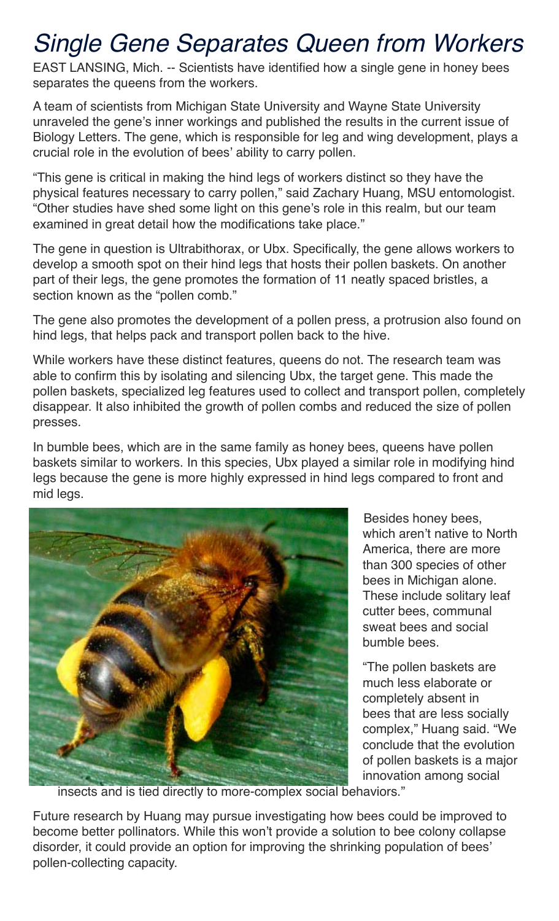# Single Gene Separates Queen from Workers

EAST LANSING, Mich. -- Scientists have identified how a single gene in honey bees separates the queens from the workers.

A team of scientists from Michigan State University and Wayne State University unraveled the gene's inner workings and published the results in the current issue of Biology Letters. The gene, which is responsible for leg and wing development, plays a crucial role in the evolution of bees' ability to carry pollen.

"This gene is critical in making the hind legs of workers distinct so they have the physical features necessary to carry pollen," said Zachary Huang, MSU entomologist. "Other studies have shed some light on this gene's role in this realm, but our team examined in great detail how the modifications take place."

The gene in question is Ultrabithorax, or Ubx. Specifically, the gene allows workers to develop a smooth spot on their hind legs that hosts their pollen baskets. On another part of their legs, the gene promotes the formation of 11 neatly spaced bristles, a section known as the "pollen comb."

The gene also promotes the development of a pollen press, a protrusion also found on hind legs, that helps pack and transport pollen back to the hive.

While workers have these distinct features, queens do not. The research team was able to confirm this by isolating and silencing Ubx, the target gene. This made the pollen baskets, specialized leg features used to collect and transport pollen, completely disappear. It also inhibited the growth of pollen combs and reduced the size of pollen presses.

In bumble bees, which are in the same family as honey bees, queens have pollen baskets similar to workers. In this species, Ubx played a similar role in modifying hind legs because the gene is more highly expressed in hind legs compared to front and mid legs.

Besides honey bees, which aren't native to North America, there are more than 300 species of other bees in Michigan alone. These include solitary leaf cutter bees, communal sweat bees and social bumble bees.

"The pollen baskets are much less elaborate or completely absent in bees that are less socially complex," Huang said. "We conclude that the evolution of pollen baskets is a major innovation among social insects and is tied directly to more-complex social behaviors."

Future research by Huang may pursue investigating how bees could be improved to become better pollinators. While this won't provide a solution to bee colony collapse disorder, it could provide an option for improving the shrinking population of bees' pollen-collecting capacity.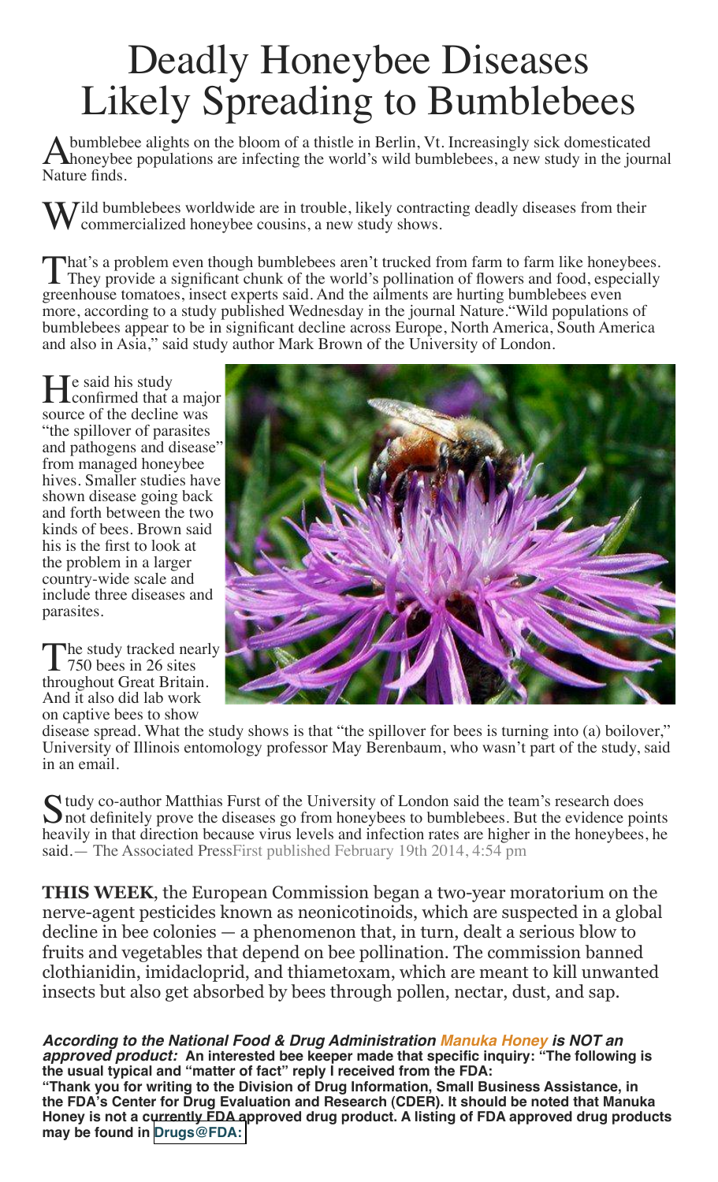# Deadly Honeybee Diseases Likely Spreading to Bumblebees

A bumblebee alights on the bloom of a thistle in Berlin, Vt. Increasingly sick domesticated honeybee populations are infecting the world's wild bumblebees, a new study in the journal Nature finds.

Wild bumblebees worldwide are in trouble, likely contracting deadly diseases from their commercialized honeybee cousins, a new study shows.

That's a problem even though bumblebees aren't trucked from farm to farm like honeybees. They provide a significant chunk of the world's pollination of flowers and food, especially greenhouse tomatoes, insect experts said. And the ailments are hurting bumblebees even more, according to a study published Wednesday in the journal Nature."Wild populations of bumblebees appear to be in significant decline across Europe, North America, South America and also in Asia," said study author Mark Brown of the University of London.

He said his study confirmed that a major source of the decline was "the spillover of parasites and pathogens and disease" from managed honeybee hives. Smaller studies have shown disease going back and forth between the two kinds of bees. Brown said his is the first to look at the problem in a larger country-wide scale and include three diseases and parasites.

The study tracked nearly 750 bees in 26 sites throughout Great Britain. And it also did lab work on captive bees to show disease spread. What the study shows is that "the spillover for bees is turning into (a) boilover," University of Illinois entomology professor May Berenbaum, who wasn't part of the study, said in an email.

Study co-author Matthias Furst of the University of London said the team's research does not definitely prove the diseases go from honeybees to bumblebees. But the evidence points heavily in that direction because virus levels and infection rates are higher in the honeybees, he said.— The Associated PressFirst published February 19th 2014, 4:54 pm

**THIS WEEK**, the European Commission began a two-year moratorium on the nerve-agent pesticides known as neonicotinoids, which are suspected in a global decline in bee colonies — a phenomenon that, in turn, dealt a serious blow to fruits and vegetables that depend on bee pollination. The commission banned clothianidin, imidacloprid, and thiametoxam, which are meant to kill unwanted insects but also get absorbed by bees through pollen, nectar, dust, and sap.

***According to the National Food & Drug Administration Manuka Honey is NOT an approved product:*** **An interested bee keeper made that specific inquiry: "The following is the usual typical and "matter of fact" reply I received from the FDA:**
**"Thank you for writing to the Division of Drug Information, Small Business Assistance, in the FDA's Center for Drug Evaluation and Research (CDER). It should be noted that Manuka Honey is not a currently FDA approved drug product. A listing of FDA approved drug products may be found in Drugs@FDA:**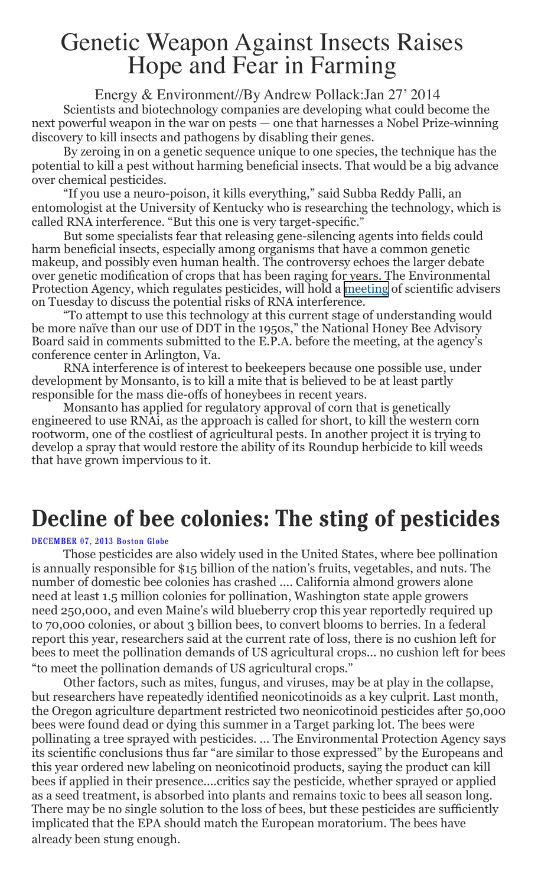# Genetic Weapon Against Insects Raises Hope and Fear in Farming

Energy & Environment//By Andrew Pollack:Jan 27' 2014

Scientists and biotechnology companies are developing what could become the next powerful weapon in the war on pests — one that harnesses a Nobel Prize-winning discovery to kill insects and pathogens by disabling their genes.

By zeroing in on a genetic sequence unique to one species, the technique has the potential to kill a pest without harming beneficial insects. That would be a big advance over chemical pesticides.

"If you use a neuro-poison, it kills everything," said Subba Reddy Palli, an entomologist at the University of Kentucky who is researching the technology, which is called RNA interference. "But this one is very target-specific."

But some specialists fear that releasing gene-silencing agents into fields could harm beneficial insects, especially among organisms that have a common genetic makeup, and possibly even human health. The controversy echoes the larger debate over genetic modification of crops that has been raging for years. The Environmental Protection Agency, which regulates pesticides, will hold a meeting of scientific advisers on Tuesday to discuss the potential risks of RNA interference.

"To attempt to use this technology at this current stage of understanding would be more naïve than our use of DDT in the 1950s," the National Honey Bee Advisory Board said in comments submitted to the E.P.A. before the meeting, at the agency's conference center in Arlington, Va.

RNA interference is of interest to beekeepers because one possible use, under development by Monsanto, is to kill a mite that is believed to be at least partly responsible for the mass die-offs of honeybees in recent years.

Monsanto has applied for regulatory approval of corn that is genetically engineered to use RNAi, as the approach is called for short, to kill the western corn rootworm, one of the costliest of agricultural pests. In another project it is trying to develop a spray that would restore the ability of its Roundup herbicide to kill weeds that have grown impervious to it.

# Decline of bee colonies: The sting of pesticides

DECEMBER 07, 2013 Boston Globe

Those pesticides are also widely used in the United States, where bee pollination is annually responsible for $15 billion of the nation's fruits, vegetables, and nuts. The number of domestic bee colonies has crashed .... California almond growers alone need at least 1.5 million colonies for pollination, Washington state apple growers need 250,000, and even Maine's wild blueberry crop this year reportedly required up to 70,000 colonies, or about 3 billion bees, to convert blooms to berries. In a federal report this year, researchers said at the current rate of loss, there is no cushion left for bees to meet the pollination demands of US agricultural crops... no cushion left for bees "to meet the pollination demands of US agricultural crops."

Other factors, such as mites, fungus, and viruses, may be at play in the collapse, but researchers have repeatedly identified neonicotinoids as a key culprit. Last month, the Oregon agriculture department restricted two neonicotinoid pesticides after 50,000 bees were found dead or dying this summer in a Target parking lot. The bees were pollinating a tree sprayed with pesticides. ... The Environmental Protection Agency says its scientific conclusions thus far "are similar to those expressed" by the Europeans and this year ordered new labeling on neonicotinoid products, saying the product can kill bees if applied in their presence....critics say the pesticide, whether sprayed or applied as a seed treatment, is absorbed into plants and remains toxic to bees all season long. There may be no single solution to the loss of bees, but these pesticides are sufficiently implicated that the EPA should match the European moratorium. The bees have already been stung enough.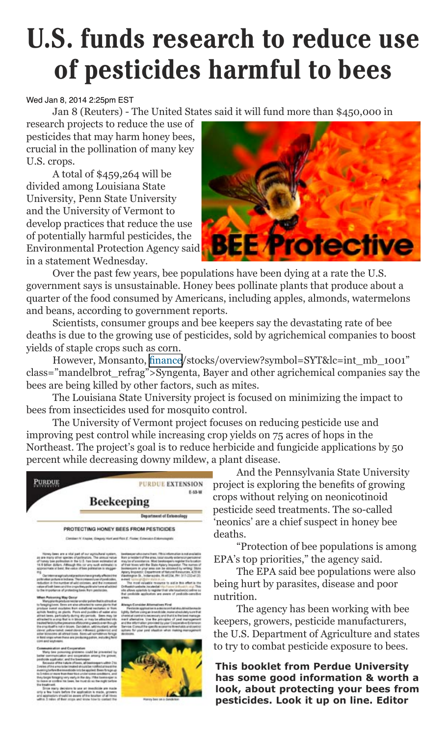# U.S. funds research to reduce use of pesticides harmful to bees

Wed Jan 8, 2014 2:25pm EST

Jan 8 (Reuters) - The United States said it will fund more than $450,000 in research projects to reduce the use of pesticides that may harm honey bees, crucial in the pollination of many key U.S. crops.

A total of $459,264 will be divided among Louisiana State University, Penn State University and the University of Vermont to develop practices that reduce the use of potentially harmful pesticides, the Environmental Protection Agency said in a statement Wednesday.

Over the past few years, bee populations have been dying at a rate the U.S. government says is unsustainable. Honey bees pollinate plants that produce about a quarter of the food consumed by Americans, including apples, almonds, watermelons and beans, according to government reports.

Scientists, consumer groups and bee keepers say the devastating rate of bee deaths is due to the growing use of pesticides, sold by agrichemical companies to boost yields of staple crops such as corn.

However, Monsanto, finance/stocks/overview?symbol=SYT&lc=int_mb_1001" class="mandelbrot_refrag">Syngenta, Bayer and other agrichemical companies say the bees are being killed by other factors, such as mites.

The Louisiana State University project is focused on minimizing the impact to bees from insecticides used for mosquito control.

The University of Vermont project focuses on reducing pesticide use and improving pest control while increasing crop yields on 75 acres of hops in the Northeast. The project's goal is to reduce herbicide and fungicide applications by 50 percent while decreasing downy mildew, a plant disease.

And the Pennsylvania State University project is exploring the benefits of growing crops without relying on neonicotinoid pesticide seed treatments. The so-called 'neonics' are a chief suspect in honey bee deaths.

"Protection of bee populations is among EPA's top priorities," the agency said.

The EPA said bee populations were also being hurt by parasites, disease and poor nutrition.

The agency has been working with bee keepers, growers, pesticide manufacturers, the U.S. Department of Agriculture and states to try to combat pesticide exposure to bees.

**This booklet from Perdue University has some good information & worth a look, about protecting your bees from pesticides. Look it up on line. Editor**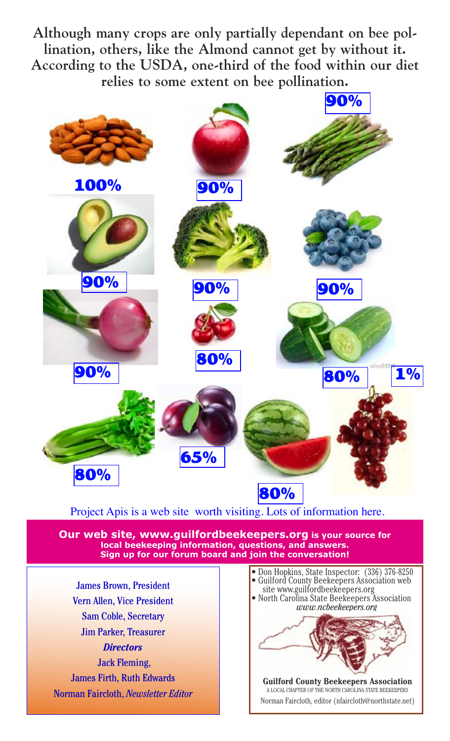**Although many crops are only partially dependant on bee pollination, others, like the Almond cannot get by without it. According to the USDA, one-third of the food within our diet relies to some extent on bee pollination.**

100%

90%

90%

90%

90%

90%

90%

80%

80%

1%

80%

65%

80%

Project Apis is a web site worth visiting. Lots of information here.

**Our web site, www.guilfordbeekeepers.org is your source for local beekeeping information, questions, and answers. Sign up for our forum board and join the conversation!**

James Brown, President
Vern Allen, Vice President
Sam Coble, Secretary
Jim Parker, Treasurer

***Directors***

Jack Fleming,
James Firth, Ruth Edwards
Norman Faircloth, *Newsletter Editor*

- Don Hopkins, State Inspector: (336) 376-8250
- Guilford County Beekeepers Association web site www.guilfordbeekeepers.org
- North Carolina State Beekeepers Association *www.ncbeekeepers.org*

**Guilford County Beekeepers Association**
A LOCAL CHAPTER OF THE NORTH CAROLINA STATE BEEKEEPERS
Norman Faircloth, editor (nfaircloth@northstate.net)